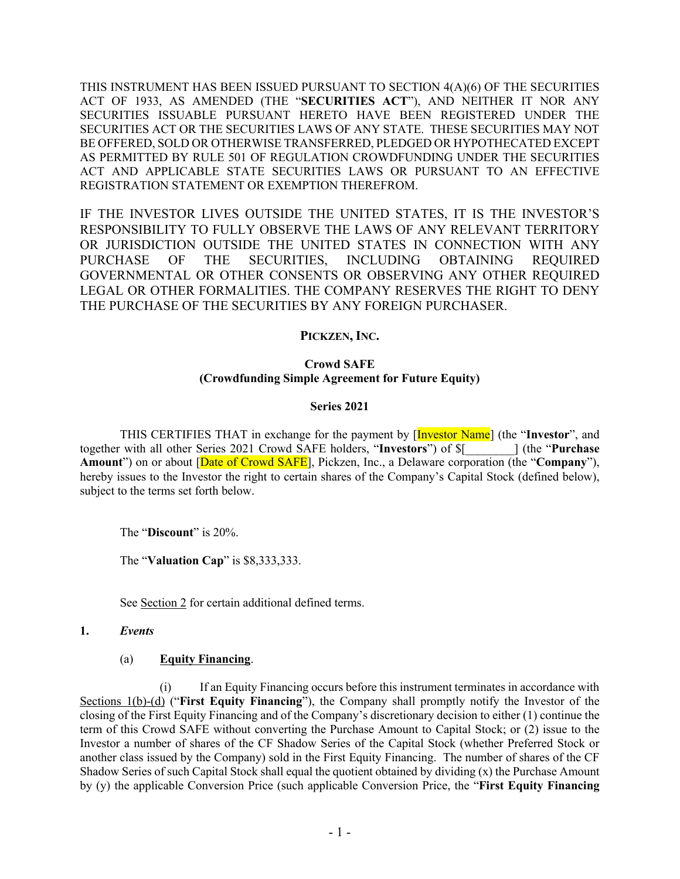THIS INSTRUMENT HAS BEEN ISSUED PURSUANT TO SECTION 4(A)(6) OF THE SECURITIES ACT OF 1933, AS AMENDED (THE "**SECURITIES ACT**"), AND NEITHER IT NOR ANY SECURITIES ISSUABLE PURSUANT HERETO HAVE BEEN REGISTERED UNDER THE SECURITIES ACT OR THE SECURITIES LAWS OF ANY STATE. THESE SECURITIES MAY NOT BE OFFERED, SOLD OR OTHERWISE TRANSFERRED, PLEDGED OR HYPOTHECATED EXCEPT AS PERMITTED BY RULE 501 OF REGULATION CROWDFUNDING UNDER THE SECURITIES ACT AND APPLICABLE STATE SECURITIES LAWS OR PURSUANT TO AN EFFECTIVE REGISTRATION STATEMENT OR EXEMPTION THEREFROM.

IF THE INVESTOR LIVES OUTSIDE THE UNITED STATES, IT IS THE INVESTOR'S RESPONSIBILITY TO FULLY OBSERVE THE LAWS OF ANY RELEVANT TERRITORY OR JURISDICTION OUTSIDE THE UNITED STATES IN CONNECTION WITH ANY PURCHASE OF THE SECURITIES, INCLUDING OBTAINING REQUIRED GOVERNMENTAL OR OTHER CONSENTS OR OBSERVING ANY OTHER REQUIRED LEGAL OR OTHER FORMALITIES. THE COMPANY RESERVES THE RIGHT TO DENY THE PURCHASE OF THE SECURITIES BY ANY FOREIGN PURCHASER.

**PICKZEN, INC.**

**Crowd SAFE**
**(Crowdfunding Simple Agreement for Future Equity)**

**Series 2021**

THIS CERTIFIES THAT in exchange for the payment by [Investor Name] (the "**Investor**", and together with all other Series 2021 Crowd SAFE holders, "**Investors**") of $[________] (the "**Purchase Amount**") on or about [Date of Crowd SAFE], Pickzen, Inc., a Delaware corporation (the "**Company**"), hereby issues to the Investor the right to certain shares of the Company's Capital Stock (defined below), subject to the terms set forth below.

The "**Discount**" is 20%.

The "**Valuation Cap**" is $8,333,333.

See Section 2 for certain additional defined terms.

**1.** ***Events***

(a) **Equity Financing**.

(i) If an Equity Financing occurs before this instrument terminates in accordance with Sections 1(b)-(d) ("**First Equity Financing**"), the Company shall promptly notify the Investor of the closing of the First Equity Financing and of the Company's discretionary decision to either (1) continue the term of this Crowd SAFE without converting the Purchase Amount to Capital Stock; or (2) issue to the Investor a number of shares of the CF Shadow Series of the Capital Stock (whether Preferred Stock or another class issued by the Company) sold in the First Equity Financing. The number of shares of the CF Shadow Series of such Capital Stock shall equal the quotient obtained by dividing (x) the Purchase Amount by (y) the applicable Conversion Price (such applicable Conversion Price, the "**First Equity Financing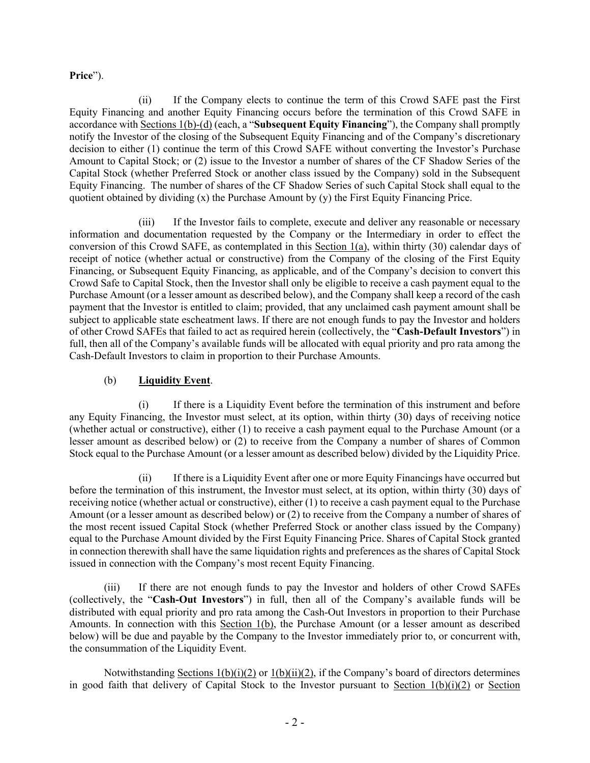**Price**").

(ii) If the Company elects to continue the term of this Crowd SAFE past the First Equity Financing and another Equity Financing occurs before the termination of this Crowd SAFE in accordance with Sections 1(b)-(d) (each, a "**Subsequent Equity Financing**"), the Company shall promptly notify the Investor of the closing of the Subsequent Equity Financing and of the Company's discretionary decision to either (1) continue the term of this Crowd SAFE without converting the Investor's Purchase Amount to Capital Stock; or (2) issue to the Investor a number of shares of the CF Shadow Series of the Capital Stock (whether Preferred Stock or another class issued by the Company) sold in the Subsequent Equity Financing. The number of shares of the CF Shadow Series of such Capital Stock shall equal to the quotient obtained by dividing (x) the Purchase Amount by (y) the First Equity Financing Price.

(iii) If the Investor fails to complete, execute and deliver any reasonable or necessary information and documentation requested by the Company or the Intermediary in order to effect the conversion of this Crowd SAFE, as contemplated in this Section 1(a), within thirty (30) calendar days of receipt of notice (whether actual or constructive) from the Company of the closing of the First Equity Financing, or Subsequent Equity Financing, as applicable, and of the Company's decision to convert this Crowd Safe to Capital Stock, then the Investor shall only be eligible to receive a cash payment equal to the Purchase Amount (or a lesser amount as described below), and the Company shall keep a record of the cash payment that the Investor is entitled to claim; provided, that any unclaimed cash payment amount shall be subject to applicable state escheatment laws. If there are not enough funds to pay the Investor and holders of other Crowd SAFEs that failed to act as required herein (collectively, the "**Cash-Default Investors**") in full, then all of the Company's available funds will be allocated with equal priority and pro rata among the Cash-Default Investors to claim in proportion to their Purchase Amounts.

(b) **Liquidity Event**.

(i) If there is a Liquidity Event before the termination of this instrument and before any Equity Financing, the Investor must select, at its option, within thirty (30) days of receiving notice (whether actual or constructive), either (1) to receive a cash payment equal to the Purchase Amount (or a lesser amount as described below) or (2) to receive from the Company a number of shares of Common Stock equal to the Purchase Amount (or a lesser amount as described below) divided by the Liquidity Price.

(ii) If there is a Liquidity Event after one or more Equity Financings have occurred but before the termination of this instrument, the Investor must select, at its option, within thirty (30) days of receiving notice (whether actual or constructive), either (1) to receive a cash payment equal to the Purchase Amount (or a lesser amount as described below) or (2) to receive from the Company a number of shares of the most recent issued Capital Stock (whether Preferred Stock or another class issued by the Company) equal to the Purchase Amount divided by the First Equity Financing Price. Shares of Capital Stock granted in connection therewith shall have the same liquidation rights and preferences as the shares of Capital Stock issued in connection with the Company's most recent Equity Financing.

(iii) If there are not enough funds to pay the Investor and holders of other Crowd SAFEs (collectively, the "**Cash-Out Investors**") in full, then all of the Company's available funds will be distributed with equal priority and pro rata among the Cash-Out Investors in proportion to their Purchase Amounts. In connection with this Section 1(b), the Purchase Amount (or a lesser amount as described below) will be due and payable by the Company to the Investor immediately prior to, or concurrent with, the consummation of the Liquidity Event.

Notwithstanding Sections 1(b)(i)(2) or 1(b)(ii)(2), if the Company's board of directors determines in good faith that delivery of Capital Stock to the Investor pursuant to Section 1(b)(i)(2) or Section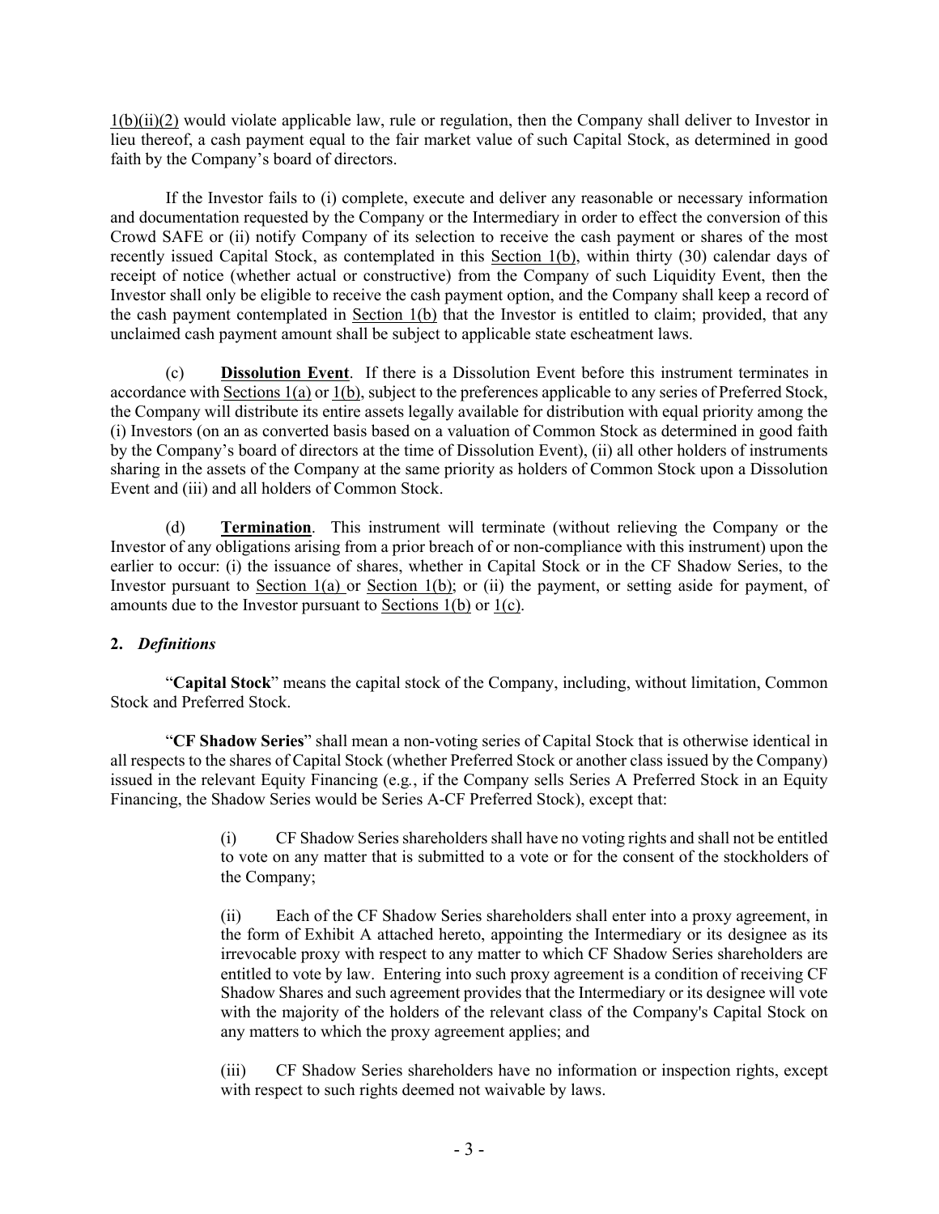1(b)(ii)(2) would violate applicable law, rule or regulation, then the Company shall deliver to Investor in lieu thereof, a cash payment equal to the fair market value of such Capital Stock, as determined in good faith by the Company's board of directors.

If the Investor fails to (i) complete, execute and deliver any reasonable or necessary information and documentation requested by the Company or the Intermediary in order to effect the conversion of this Crowd SAFE or (ii) notify Company of its selection to receive the cash payment or shares of the most recently issued Capital Stock, as contemplated in this Section 1(b), within thirty (30) calendar days of receipt of notice (whether actual or constructive) from the Company of such Liquidity Event, then the Investor shall only be eligible to receive the cash payment option, and the Company shall keep a record of the cash payment contemplated in Section 1(b) that the Investor is entitled to claim; provided, that any unclaimed cash payment amount shall be subject to applicable state escheatment laws.

(c) **Dissolution Event**. If there is a Dissolution Event before this instrument terminates in accordance with Sections 1(a) or 1(b), subject to the preferences applicable to any series of Preferred Stock, the Company will distribute its entire assets legally available for distribution with equal priority among the (i) Investors (on an as converted basis based on a valuation of Common Stock as determined in good faith by the Company's board of directors at the time of Dissolution Event), (ii) all other holders of instruments sharing in the assets of the Company at the same priority as holders of Common Stock upon a Dissolution Event and (iii) and all holders of Common Stock.

(d) **Termination**. This instrument will terminate (without relieving the Company or the Investor of any obligations arising from a prior breach of or non-compliance with this instrument) upon the earlier to occur: (i) the issuance of shares, whether in Capital Stock or in the CF Shadow Series, to the Investor pursuant to Section 1(a) or Section 1(b); or (ii) the payment, or setting aside for payment, of amounts due to the Investor pursuant to Sections 1(b) or 1(c).

## 2. *Definitions*

"**Capital Stock**" means the capital stock of the Company, including, without limitation, Common Stock and Preferred Stock.

"**CF Shadow Series**" shall mean a non-voting series of Capital Stock that is otherwise identical in all respects to the shares of Capital Stock (whether Preferred Stock or another class issued by the Company) issued in the relevant Equity Financing (e.g*.*, if the Company sells Series A Preferred Stock in an Equity Financing, the Shadow Series would be Series A-CF Preferred Stock), except that:

> (i) CF Shadow Series shareholders shall have no voting rights and shall not be entitled to vote on any matter that is submitted to a vote or for the consent of the stockholders of the Company;
>
> (ii) Each of the CF Shadow Series shareholders shall enter into a proxy agreement, in the form of Exhibit A attached hereto, appointing the Intermediary or its designee as its irrevocable proxy with respect to any matter to which CF Shadow Series shareholders are entitled to vote by law. Entering into such proxy agreement is a condition of receiving CF Shadow Shares and such agreement provides that the Intermediary or its designee will vote with the majority of the holders of the relevant class of the Company's Capital Stock on any matters to which the proxy agreement applies; and
>
> (iii) CF Shadow Series shareholders have no information or inspection rights, except with respect to such rights deemed not waivable by laws.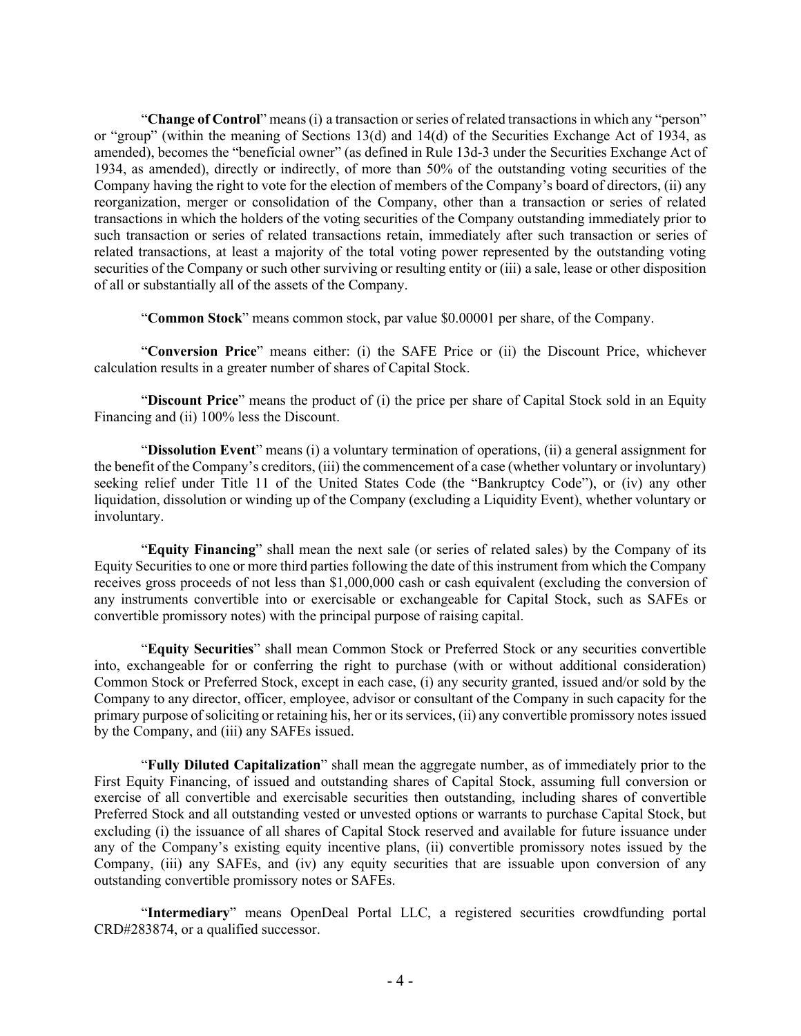"**Change of Control**" means (i) a transaction or series of related transactions in which any "person" or "group" (within the meaning of Sections 13(d) and 14(d) of the Securities Exchange Act of 1934, as amended), becomes the "beneficial owner" (as defined in Rule 13d-3 under the Securities Exchange Act of 1934, as amended), directly or indirectly, of more than 50% of the outstanding voting securities of the Company having the right to vote for the election of members of the Company's board of directors, (ii) any reorganization, merger or consolidation of the Company, other than a transaction or series of related transactions in which the holders of the voting securities of the Company outstanding immediately prior to such transaction or series of related transactions retain, immediately after such transaction or series of related transactions, at least a majority of the total voting power represented by the outstanding voting securities of the Company or such other surviving or resulting entity or (iii) a sale, lease or other disposition of all or substantially all of the assets of the Company.

"**Common Stock**" means common stock, par value $0.00001 per share, of the Company.

"**Conversion Price**" means either: (i) the SAFE Price or (ii) the Discount Price, whichever calculation results in a greater number of shares of Capital Stock.

"**Discount Price**" means the product of (i) the price per share of Capital Stock sold in an Equity Financing and (ii) 100% less the Discount.

"**Dissolution Event**" means (i) a voluntary termination of operations, (ii) a general assignment for the benefit of the Company's creditors, (iii) the commencement of a case (whether voluntary or involuntary) seeking relief under Title 11 of the United States Code (the "Bankruptcy Code"), or (iv) any other liquidation, dissolution or winding up of the Company (excluding a Liquidity Event), whether voluntary or involuntary.

"**Equity Financing**" shall mean the next sale (or series of related sales) by the Company of its Equity Securities to one or more third parties following the date of this instrument from which the Company receives gross proceeds of not less than $1,000,000 cash or cash equivalent (excluding the conversion of any instruments convertible into or exercisable or exchangeable for Capital Stock, such as SAFEs or convertible promissory notes) with the principal purpose of raising capital.

"**Equity Securities**" shall mean Common Stock or Preferred Stock or any securities convertible into, exchangeable for or conferring the right to purchase (with or without additional consideration) Common Stock or Preferred Stock, except in each case, (i) any security granted, issued and/or sold by the Company to any director, officer, employee, advisor or consultant of the Company in such capacity for the primary purpose of soliciting or retaining his, her or its services, (ii) any convertible promissory notes issued by the Company, and (iii) any SAFEs issued.

"**Fully Diluted Capitalization**" shall mean the aggregate number, as of immediately prior to the First Equity Financing, of issued and outstanding shares of Capital Stock, assuming full conversion or exercise of all convertible and exercisable securities then outstanding, including shares of convertible Preferred Stock and all outstanding vested or unvested options or warrants to purchase Capital Stock, but excluding (i) the issuance of all shares of Capital Stock reserved and available for future issuance under any of the Company's existing equity incentive plans, (ii) convertible promissory notes issued by the Company, (iii) any SAFEs, and (iv) any equity securities that are issuable upon conversion of any outstanding convertible promissory notes or SAFEs.

"**Intermediary**" means OpenDeal Portal LLC, a registered securities crowdfunding portal CRD#283874, or a qualified successor.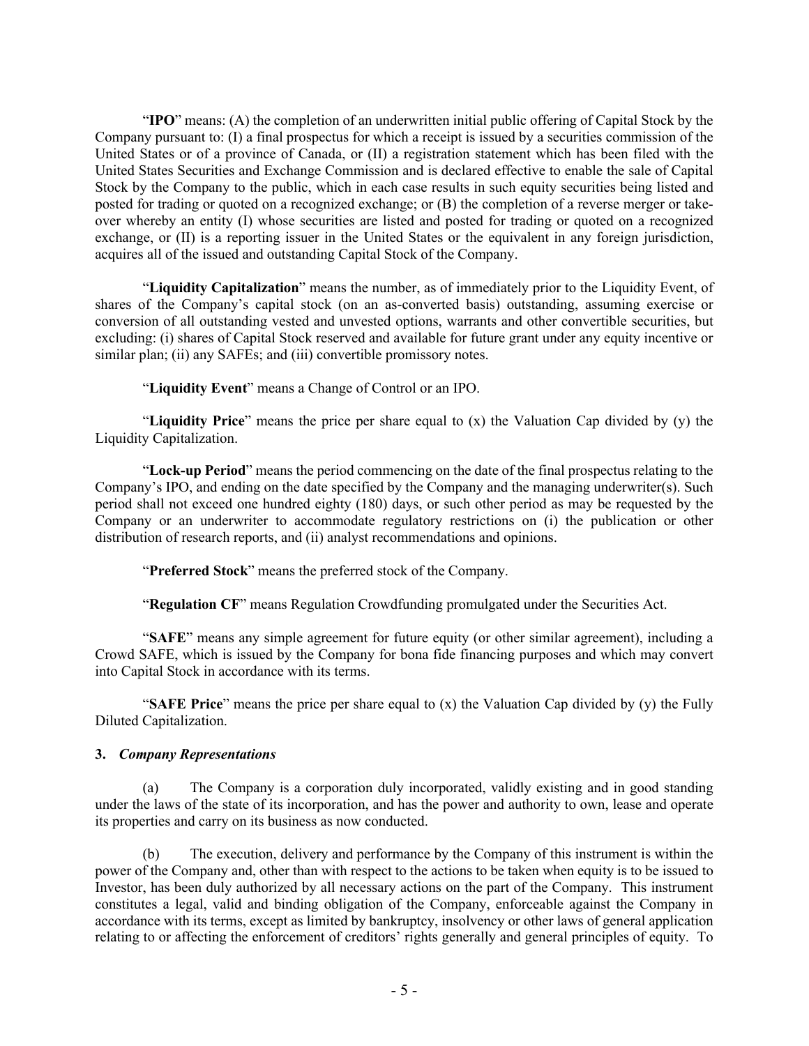"**IPO**" means: (A) the completion of an underwritten initial public offering of Capital Stock by the Company pursuant to: (I) a final prospectus for which a receipt is issued by a securities commission of the United States or of a province of Canada, or (II) a registration statement which has been filed with the United States Securities and Exchange Commission and is declared effective to enable the sale of Capital Stock by the Company to the public, which in each case results in such equity securities being listed and posted for trading or quoted on a recognized exchange; or (B) the completion of a reverse merger or take-over whereby an entity (I) whose securities are listed and posted for trading or quoted on a recognized exchange, or (II) is a reporting issuer in the United States or the equivalent in any foreign jurisdiction, acquires all of the issued and outstanding Capital Stock of the Company.

"**Liquidity Capitalization**" means the number, as of immediately prior to the Liquidity Event, of shares of the Company's capital stock (on an as-converted basis) outstanding, assuming exercise or conversion of all outstanding vested and unvested options, warrants and other convertible securities, but excluding: (i) shares of Capital Stock reserved and available for future grant under any equity incentive or similar plan; (ii) any SAFEs; and (iii) convertible promissory notes.

"**Liquidity Event**" means a Change of Control or an IPO.

"**Liquidity Price**" means the price per share equal to (x) the Valuation Cap divided by (y) the Liquidity Capitalization.

"**Lock-up Period**" means the period commencing on the date of the final prospectus relating to the Company's IPO, and ending on the date specified by the Company and the managing underwriter(s). Such period shall not exceed one hundred eighty (180) days, or such other period as may be requested by the Company or an underwriter to accommodate regulatory restrictions on (i) the publication or other distribution of research reports, and (ii) analyst recommendations and opinions.

"**Preferred Stock**" means the preferred stock of the Company.

"**Regulation CF**" means Regulation Crowdfunding promulgated under the Securities Act.

"**SAFE**" means any simple agreement for future equity (or other similar agreement), including a Crowd SAFE, which is issued by the Company for bona fide financing purposes and which may convert into Capital Stock in accordance with its terms.

"**SAFE Price**" means the price per share equal to (x) the Valuation Cap divided by (y) the Fully Diluted Capitalization.

**3.** ***Company Representations***

(a) The Company is a corporation duly incorporated, validly existing and in good standing under the laws of the state of its incorporation, and has the power and authority to own, lease and operate its properties and carry on its business as now conducted.

(b) The execution, delivery and performance by the Company of this instrument is within the power of the Company and, other than with respect to the actions to be taken when equity is to be issued to Investor, has been duly authorized by all necessary actions on the part of the Company. This instrument constitutes a legal, valid and binding obligation of the Company, enforceable against the Company in accordance with its terms, except as limited by bankruptcy, insolvency or other laws of general application relating to or affecting the enforcement of creditors' rights generally and general principles of equity. To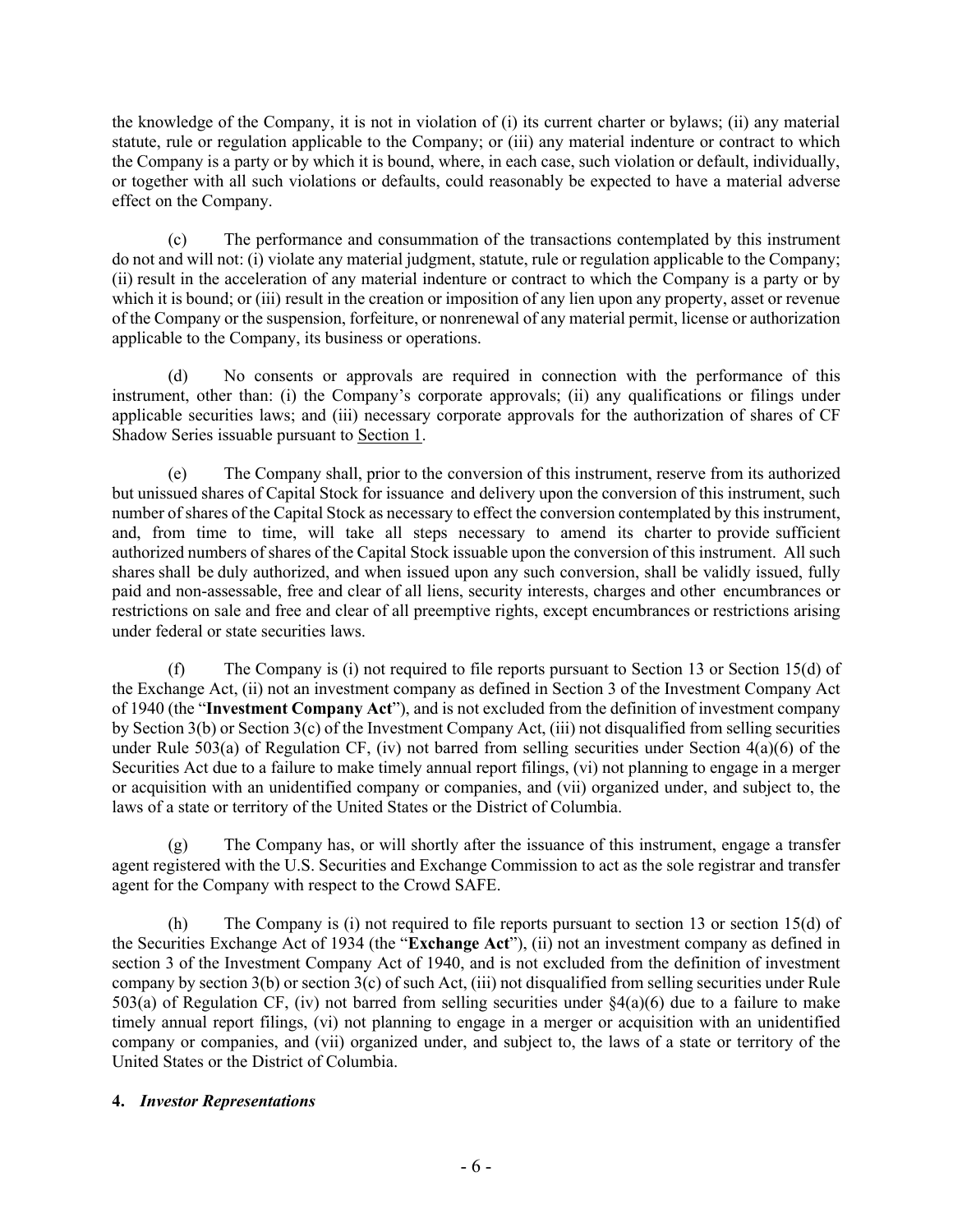the knowledge of the Company, it is not in violation of (i) its current charter or bylaws; (ii) any material statute, rule or regulation applicable to the Company; or (iii) any material indenture or contract to which the Company is a party or by which it is bound, where, in each case, such violation or default, individually, or together with all such violations or defaults, could reasonably be expected to have a material adverse effect on the Company.

(c) The performance and consummation of the transactions contemplated by this instrument do not and will not: (i) violate any material judgment, statute, rule or regulation applicable to the Company; (ii) result in the acceleration of any material indenture or contract to which the Company is a party or by which it is bound; or (iii) result in the creation or imposition of any lien upon any property, asset or revenue of the Company or the suspension, forfeiture, or nonrenewal of any material permit, license or authorization applicable to the Company, its business or operations.

(d) No consents or approvals are required in connection with the performance of this instrument, other than: (i) the Company's corporate approvals; (ii) any qualifications or filings under applicable securities laws; and (iii) necessary corporate approvals for the authorization of shares of CF Shadow Series issuable pursuant to Section 1.

(e) The Company shall, prior to the conversion of this instrument, reserve from its authorized but unissued shares of Capital Stock for issuance and delivery upon the conversion of this instrument, such number of shares of the Capital Stock as necessary to effect the conversion contemplated by this instrument, and, from time to time, will take all steps necessary to amend its charter to provide sufficient authorized numbers of shares of the Capital Stock issuable upon the conversion of this instrument. All such shares shall be duly authorized, and when issued upon any such conversion, shall be validly issued, fully paid and non-assessable, free and clear of all liens, security interests, charges and other encumbrances or restrictions on sale and free and clear of all preemptive rights, except encumbrances or restrictions arising under federal or state securities laws.

(f) The Company is (i) not required to file reports pursuant to Section 13 or Section 15(d) of the Exchange Act, (ii) not an investment company as defined in Section 3 of the Investment Company Act of 1940 (the "**Investment Company Act**"), and is not excluded from the definition of investment company by Section 3(b) or Section 3(c) of the Investment Company Act, (iii) not disqualified from selling securities under Rule 503(a) of Regulation CF, (iv) not barred from selling securities under Section 4(a)(6) of the Securities Act due to a failure to make timely annual report filings, (vi) not planning to engage in a merger or acquisition with an unidentified company or companies, and (vii) organized under, and subject to, the laws of a state or territory of the United States or the District of Columbia.

(g) The Company has, or will shortly after the issuance of this instrument, engage a transfer agent registered with the U.S. Securities and Exchange Commission to act as the sole registrar and transfer agent for the Company with respect to the Crowd SAFE.

(h) The Company is (i) not required to file reports pursuant to section 13 or section 15(d) of the Securities Exchange Act of 1934 (the "**Exchange Act**"), (ii) not an investment company as defined in section 3 of the Investment Company Act of 1940, and is not excluded from the definition of investment company by section 3(b) or section 3(c) of such Act, (iii) not disqualified from selling securities under Rule 503(a) of Regulation CF, (iv) not barred from selling securities under §4(a)(6) due to a failure to make timely annual report filings, (vi) not planning to engage in a merger or acquisition with an unidentified company or companies, and (vii) organized under, and subject to, the laws of a state or territory of the United States or the District of Columbia.

**4. *Investor Representations***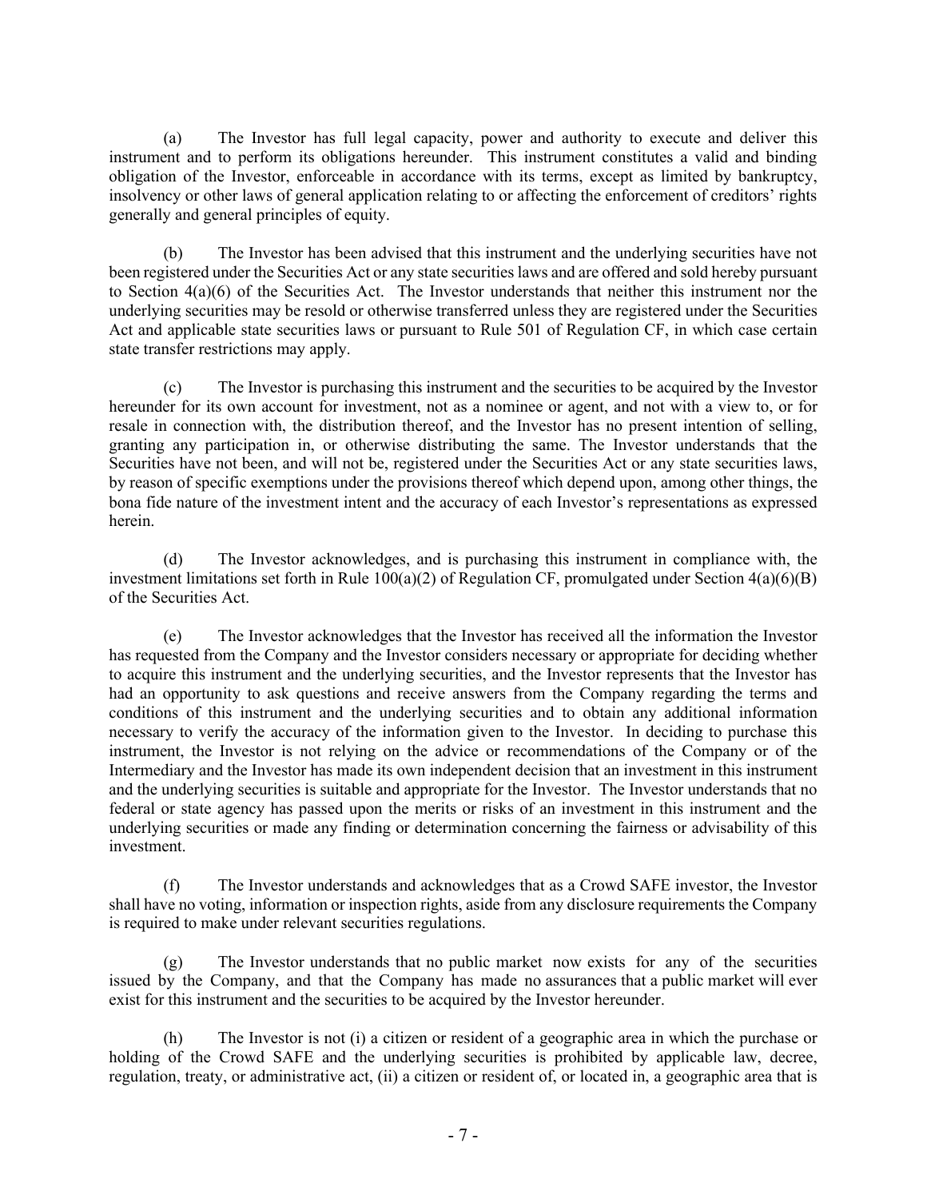(a) The Investor has full legal capacity, power and authority to execute and deliver this instrument and to perform its obligations hereunder. This instrument constitutes a valid and binding obligation of the Investor, enforceable in accordance with its terms, except as limited by bankruptcy, insolvency or other laws of general application relating to or affecting the enforcement of creditors' rights generally and general principles of equity.

(b) The Investor has been advised that this instrument and the underlying securities have not been registered under the Securities Act or any state securities laws and are offered and sold hereby pursuant to Section 4(a)(6) of the Securities Act. The Investor understands that neither this instrument nor the underlying securities may be resold or otherwise transferred unless they are registered under the Securities Act and applicable state securities laws or pursuant to Rule 501 of Regulation CF, in which case certain state transfer restrictions may apply.

(c) The Investor is purchasing this instrument and the securities to be acquired by the Investor hereunder for its own account for investment, not as a nominee or agent, and not with a view to, or for resale in connection with, the distribution thereof, and the Investor has no present intention of selling, granting any participation in, or otherwise distributing the same. The Investor understands that the Securities have not been, and will not be, registered under the Securities Act or any state securities laws, by reason of specific exemptions under the provisions thereof which depend upon, among other things, the bona fide nature of the investment intent and the accuracy of each Investor's representations as expressed herein.

(d) The Investor acknowledges, and is purchasing this instrument in compliance with, the investment limitations set forth in Rule 100(a)(2) of Regulation CF, promulgated under Section 4(a)(6)(B) of the Securities Act.

(e) The Investor acknowledges that the Investor has received all the information the Investor has requested from the Company and the Investor considers necessary or appropriate for deciding whether to acquire this instrument and the underlying securities, and the Investor represents that the Investor has had an opportunity to ask questions and receive answers from the Company regarding the terms and conditions of this instrument and the underlying securities and to obtain any additional information necessary to verify the accuracy of the information given to the Investor. In deciding to purchase this instrument, the Investor is not relying on the advice or recommendations of the Company or of the Intermediary and the Investor has made its own independent decision that an investment in this instrument and the underlying securities is suitable and appropriate for the Investor. The Investor understands that no federal or state agency has passed upon the merits or risks of an investment in this instrument and the underlying securities or made any finding or determination concerning the fairness or advisability of this investment.

(f) The Investor understands and acknowledges that as a Crowd SAFE investor, the Investor shall have no voting, information or inspection rights, aside from any disclosure requirements the Company is required to make under relevant securities regulations.

(g) The Investor understands that no public market now exists for any of the securities issued by the Company, and that the Company has made no assurances that a public market will ever exist for this instrument and the securities to be acquired by the Investor hereunder.

(h) The Investor is not (i) a citizen or resident of a geographic area in which the purchase or holding of the Crowd SAFE and the underlying securities is prohibited by applicable law, decree, regulation, treaty, or administrative act, (ii) a citizen or resident of, or located in, a geographic area that is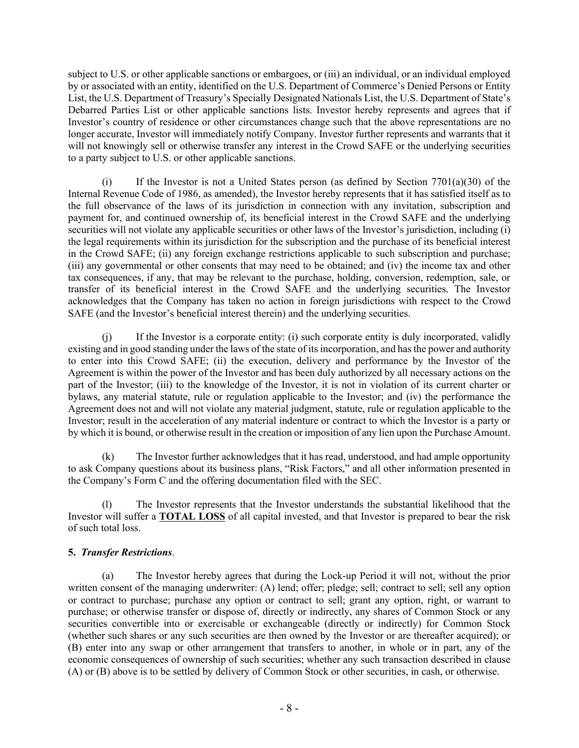subject to U.S. or other applicable sanctions or embargoes, or (iii) an individual, or an individual employed by or associated with an entity, identified on the U.S. Department of Commerce's Denied Persons or Entity List, the U.S. Department of Treasury's Specially Designated Nationals List, the U.S. Department of State's Debarred Parties List or other applicable sanctions lists. Investor hereby represents and agrees that if Investor's country of residence or other circumstances change such that the above representations are no longer accurate, Investor will immediately notify Company. Investor further represents and warrants that it will not knowingly sell or otherwise transfer any interest in the Crowd SAFE or the underlying securities to a party subject to U.S. or other applicable sanctions.

(i) If the Investor is not a United States person (as defined by Section 7701(a)(30) of the Internal Revenue Code of 1986, as amended), the Investor hereby represents that it has satisfied itself as to the full observance of the laws of its jurisdiction in connection with any invitation, subscription and payment for, and continued ownership of, its beneficial interest in the Crowd SAFE and the underlying securities will not violate any applicable securities or other laws of the Investor's jurisdiction, including (i) the legal requirements within its jurisdiction for the subscription and the purchase of its beneficial interest in the Crowd SAFE; (ii) any foreign exchange restrictions applicable to such subscription and purchase; (iii) any governmental or other consents that may need to be obtained; and (iv) the income tax and other tax consequences, if any, that may be relevant to the purchase, holding, conversion, redemption, sale, or transfer of its beneficial interest in the Crowd SAFE and the underlying securities. The Investor acknowledges that the Company has taken no action in foreign jurisdictions with respect to the Crowd SAFE (and the Investor's beneficial interest therein) and the underlying securities.

(j) If the Investor is a corporate entity: (i) such corporate entity is duly incorporated, validly existing and in good standing under the laws of the state of its incorporation, and has the power and authority to enter into this Crowd SAFE; (ii) the execution, delivery and performance by the Investor of the Agreement is within the power of the Investor and has been duly authorized by all necessary actions on the part of the Investor; (iii) to the knowledge of the Investor, it is not in violation of its current charter or bylaws, any material statute, rule or regulation applicable to the Investor; and (iv) the performance the Agreement does not and will not violate any material judgment, statute, rule or regulation applicable to the Investor; result in the acceleration of any material indenture or contract to which the Investor is a party or by which it is bound, or otherwise result in the creation or imposition of any lien upon the Purchase Amount.

(k) The Investor further acknowledges that it has read, understood, and had ample opportunity to ask Company questions about its business plans, "Risk Factors," and all other information presented in the Company's Form C and the offering documentation filed with the SEC.

(l) The Investor represents that the Investor understands the substantial likelihood that the Investor will suffer a **TOTAL LOSS** of all capital invested, and that Investor is prepared to bear the risk of such total loss.

**5.** ***Transfer Restrictions***.

(a) The Investor hereby agrees that during the Lock-up Period it will not, without the prior written consent of the managing underwriter: (A) lend; offer; pledge; sell; contract to sell; sell any option or contract to purchase; purchase any option or contract to sell; grant any option, right, or warrant to purchase; or otherwise transfer or dispose of, directly or indirectly, any shares of Common Stock or any securities convertible into or exercisable or exchangeable (directly or indirectly) for Common Stock (whether such shares or any such securities are then owned by the Investor or are thereafter acquired); or (B) enter into any swap or other arrangement that transfers to another, in whole or in part, any of the economic consequences of ownership of such securities; whether any such transaction described in clause (A) or (B) above is to be settled by delivery of Common Stock or other securities, in cash, or otherwise.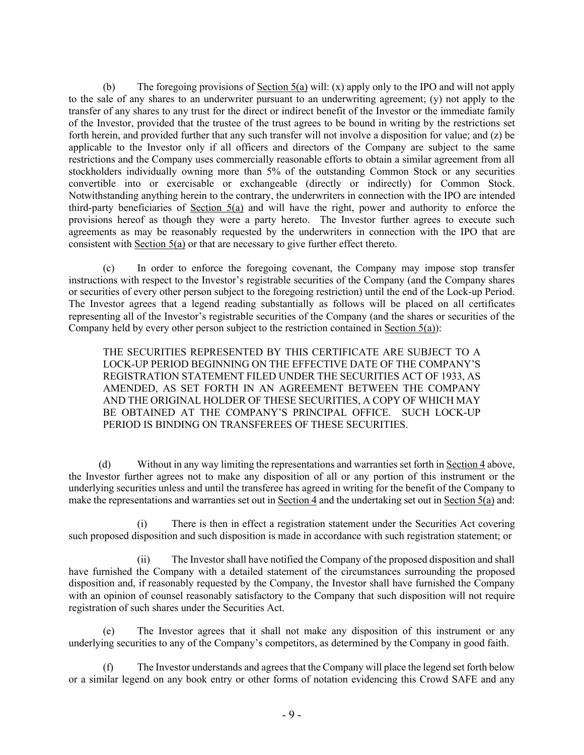(b) The foregoing provisions of <u>Section 5(a)</u> will: (x) apply only to the IPO and will not apply to the sale of any shares to an underwriter pursuant to an underwriting agreement; (y) not apply to the transfer of any shares to any trust for the direct or indirect benefit of the Investor or the immediate family of the Investor, provided that the trustee of the trust agrees to be bound in writing by the restrictions set forth herein, and provided further that any such transfer will not involve a disposition for value; and (z) be applicable to the Investor only if all officers and directors of the Company are subject to the same restrictions and the Company uses commercially reasonable efforts to obtain a similar agreement from all stockholders individually owning more than 5% of the outstanding Common Stock or any securities convertible into or exercisable or exchangeable (directly or indirectly) for Common Stock. Notwithstanding anything herein to the contrary, the underwriters in connection with the IPO are intended third-party beneficiaries of <u>Section 5(a)</u> and will have the right, power and authority to enforce the provisions hereof as though they were a party hereto. The Investor further agrees to execute such agreements as may be reasonably requested by the underwriters in connection with the IPO that are consistent with <u>Section 5(a)</u> or that are necessary to give further effect thereto.

(c) In order to enforce the foregoing covenant, the Company may impose stop transfer instructions with respect to the Investor's registrable securities of the Company (and the Company shares or securities of every other person subject to the foregoing restriction) until the end of the Lock-up Period. The Investor agrees that a legend reading substantially as follows will be placed on all certificates representing all of the Investor's registrable securities of the Company (and the shares or securities of the Company held by every other person subject to the restriction contained in <u>Section 5(a)</u>):

> THE SECURITIES REPRESENTED BY THIS CERTIFICATE ARE SUBJECT TO A LOCK-UP PERIOD BEGINNING ON THE EFFECTIVE DATE OF THE COMPANY'S REGISTRATION STATEMENT FILED UNDER THE SECURITIES ACT OF 1933, AS AMENDED, AS SET FORTH IN AN AGREEMENT BETWEEN THE COMPANY AND THE ORIGINAL HOLDER OF THESE SECURITIES, A COPY OF WHICH MAY BE OBTAINED AT THE COMPANY'S PRINCIPAL OFFICE. SUCH LOCK-UP PERIOD IS BINDING ON TRANSFEREES OF THESE SECURITIES.

(d) Without in any way limiting the representations and warranties set forth in <u>Section 4</u> above, the Investor further agrees not to make any disposition of all or any portion of this instrument or the underlying securities unless and until the transferee has agreed in writing for the benefit of the Company to make the representations and warranties set out in <u>Section 4</u> and the undertaking set out in <u>Section 5(a)</u> and:

(i) There is then in effect a registration statement under the Securities Act covering such proposed disposition and such disposition is made in accordance with such registration statement; or

(ii) The Investor shall have notified the Company of the proposed disposition and shall have furnished the Company with a detailed statement of the circumstances surrounding the proposed disposition and, if reasonably requested by the Company, the Investor shall have furnished the Company with an opinion of counsel reasonably satisfactory to the Company that such disposition will not require registration of such shares under the Securities Act.

(e) The Investor agrees that it shall not make any disposition of this instrument or any underlying securities to any of the Company's competitors, as determined by the Company in good faith.

(f) The Investor understands and agrees that the Company will place the legend set forth below or a similar legend on any book entry or other forms of notation evidencing this Crowd SAFE and any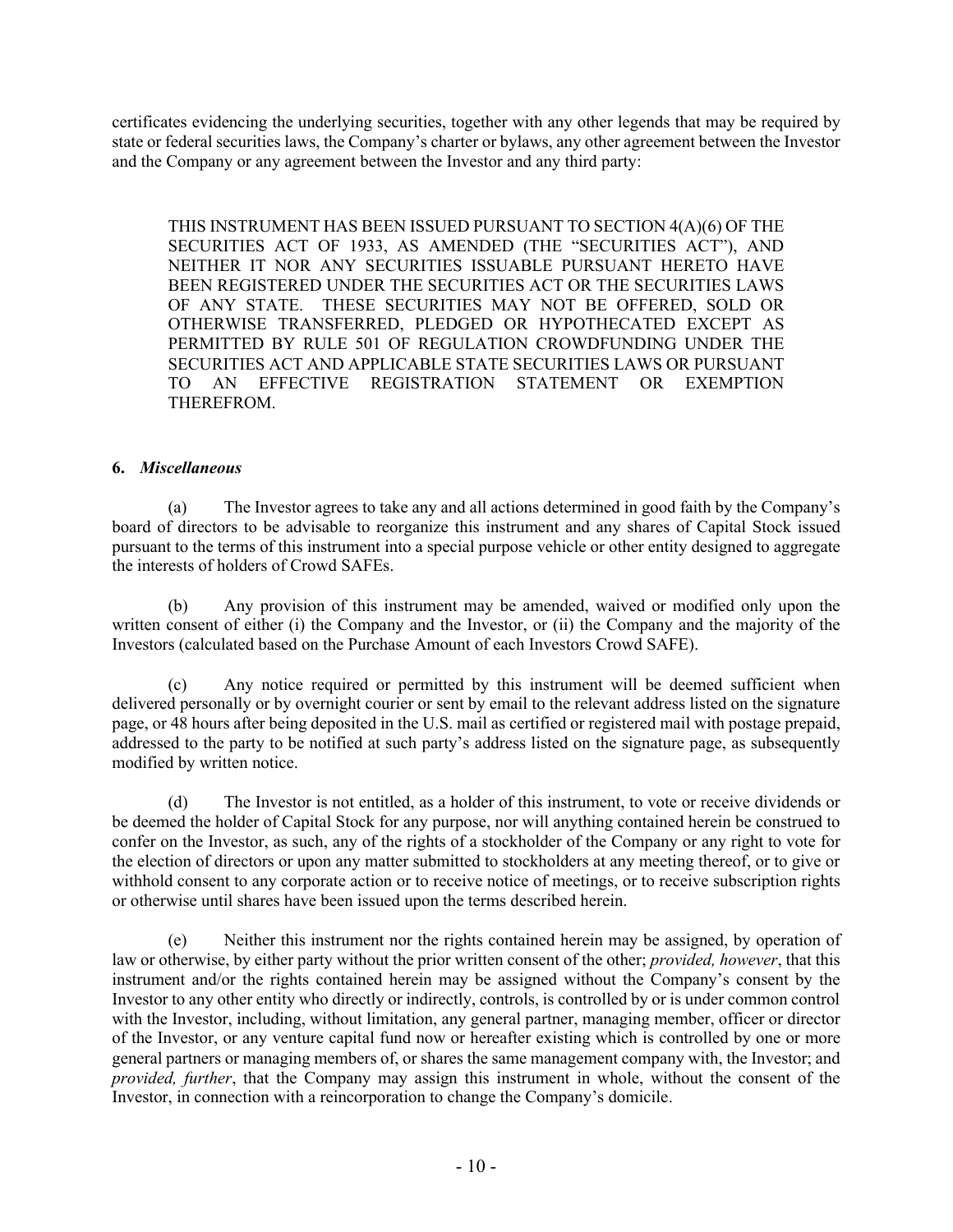certificates evidencing the underlying securities, together with any other legends that may be required by state or federal securities laws, the Company's charter or bylaws, any other agreement between the Investor and the Company or any agreement between the Investor and any third party:

> THIS INSTRUMENT HAS BEEN ISSUED PURSUANT TO SECTION 4(A)(6) OF THE SECURITIES ACT OF 1933, AS AMENDED (THE "SECURITIES ACT"), AND NEITHER IT NOR ANY SECURITIES ISSUABLE PURSUANT HERETO HAVE BEEN REGISTERED UNDER THE SECURITIES ACT OR THE SECURITIES LAWS OF ANY STATE. THESE SECURITIES MAY NOT BE OFFERED, SOLD OR OTHERWISE TRANSFERRED, PLEDGED OR HYPOTHECATED EXCEPT AS PERMITTED BY RULE 501 OF REGULATION CROWDFUNDING UNDER THE SECURITIES ACT AND APPLICABLE STATE SECURITIES LAWS OR PURSUANT TO AN EFFECTIVE REGISTRATION STATEMENT OR EXEMPTION THEREFROM.

**6.** ***Miscellaneous***

(a) The Investor agrees to take any and all actions determined in good faith by the Company's board of directors to be advisable to reorganize this instrument and any shares of Capital Stock issued pursuant to the terms of this instrument into a special purpose vehicle or other entity designed to aggregate the interests of holders of Crowd SAFEs.

(b) Any provision of this instrument may be amended, waived or modified only upon the written consent of either (i) the Company and the Investor, or (ii) the Company and the majority of the Investors (calculated based on the Purchase Amount of each Investors Crowd SAFE).

(c) Any notice required or permitted by this instrument will be deemed sufficient when delivered personally or by overnight courier or sent by email to the relevant address listed on the signature page, or 48 hours after being deposited in the U.S. mail as certified or registered mail with postage prepaid, addressed to the party to be notified at such party's address listed on the signature page, as subsequently modified by written notice.

(d) The Investor is not entitled, as a holder of this instrument, to vote or receive dividends or be deemed the holder of Capital Stock for any purpose, nor will anything contained herein be construed to confer on the Investor, as such, any of the rights of a stockholder of the Company or any right to vote for the election of directors or upon any matter submitted to stockholders at any meeting thereof, or to give or withhold consent to any corporate action or to receive notice of meetings, or to receive subscription rights or otherwise until shares have been issued upon the terms described herein.

(e) Neither this instrument nor the rights contained herein may be assigned, by operation of law or otherwise, by either party without the prior written consent of the other; *provided, however*, that this instrument and/or the rights contained herein may be assigned without the Company's consent by the Investor to any other entity who directly or indirectly, controls, is controlled by or is under common control with the Investor, including, without limitation, any general partner, managing member, officer or director of the Investor, or any venture capital fund now or hereafter existing which is controlled by one or more general partners or managing members of, or shares the same management company with, the Investor; and *provided, further*, that the Company may assign this instrument in whole, without the consent of the Investor, in connection with a reincorporation to change the Company's domicile.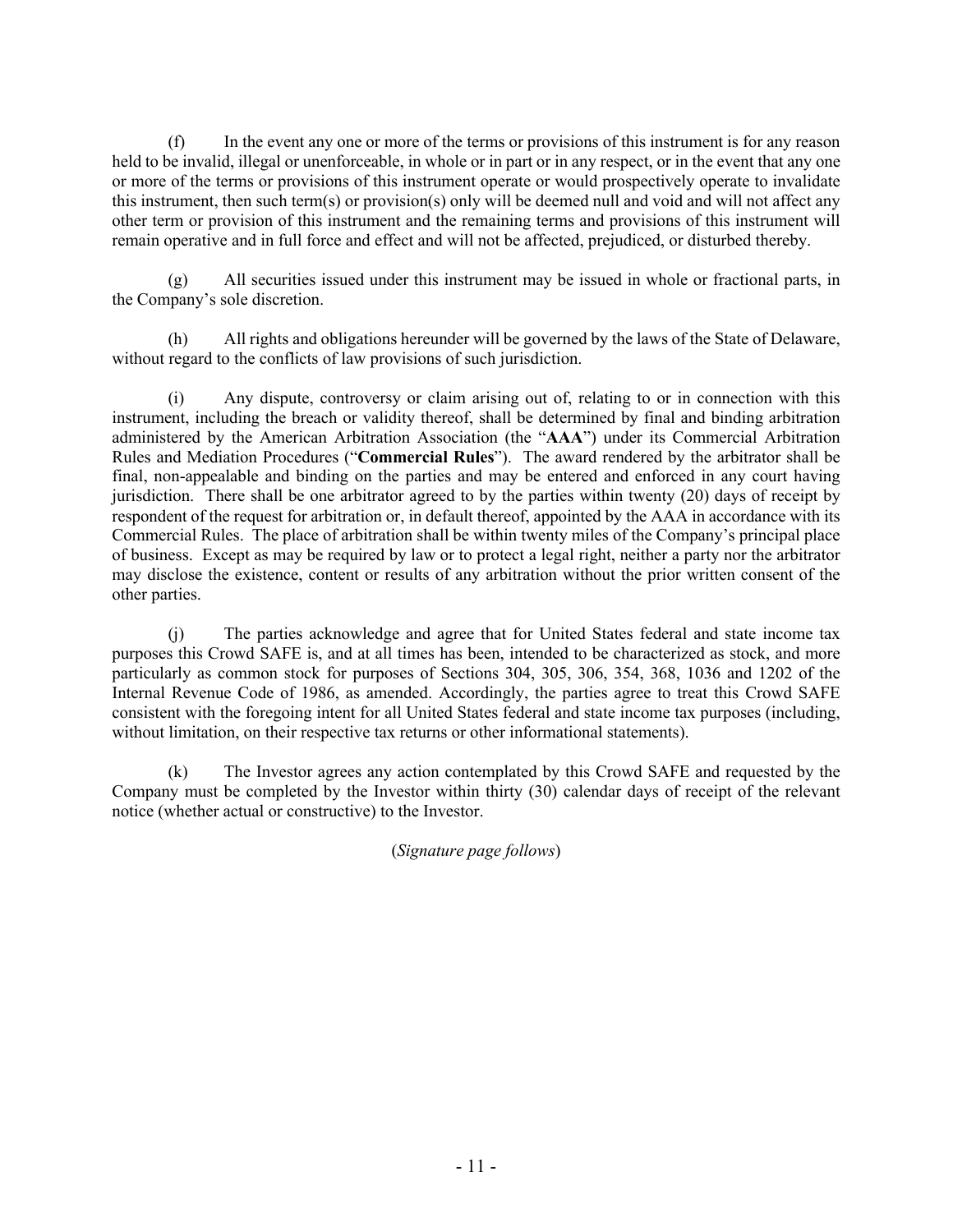(f) In the event any one or more of the terms or provisions of this instrument is for any reason held to be invalid, illegal or unenforceable, in whole or in part or in any respect, or in the event that any one or more of the terms or provisions of this instrument operate or would prospectively operate to invalidate this instrument, then such term(s) or provision(s) only will be deemed null and void and will not affect any other term or provision of this instrument and the remaining terms and provisions of this instrument will remain operative and in full force and effect and will not be affected, prejudiced, or disturbed thereby.

(g) All securities issued under this instrument may be issued in whole or fractional parts, in the Company's sole discretion.

(h) All rights and obligations hereunder will be governed by the laws of the State of Delaware, without regard to the conflicts of law provisions of such jurisdiction.

(i) Any dispute, controversy or claim arising out of, relating to or in connection with this instrument, including the breach or validity thereof, shall be determined by final and binding arbitration administered by the American Arbitration Association (the "**AAA**") under its Commercial Arbitration Rules and Mediation Procedures ("**Commercial Rules**"). The award rendered by the arbitrator shall be final, non-appealable and binding on the parties and may be entered and enforced in any court having jurisdiction. There shall be one arbitrator agreed to by the parties within twenty (20) days of receipt by respondent of the request for arbitration or, in default thereof, appointed by the AAA in accordance with its Commercial Rules. The place of arbitration shall be within twenty miles of the Company's principal place of business. Except as may be required by law or to protect a legal right, neither a party nor the arbitrator may disclose the existence, content or results of any arbitration without the prior written consent of the other parties.

(j) The parties acknowledge and agree that for United States federal and state income tax purposes this Crowd SAFE is, and at all times has been, intended to be characterized as stock, and more particularly as common stock for purposes of Sections 304, 305, 306, 354, 368, 1036 and 1202 of the Internal Revenue Code of 1986, as amended. Accordingly, the parties agree to treat this Crowd SAFE consistent with the foregoing intent for all United States federal and state income tax purposes (including, without limitation, on their respective tax returns or other informational statements).

(k) The Investor agrees any action contemplated by this Crowd SAFE and requested by the Company must be completed by the Investor within thirty (30) calendar days of receipt of the relevant notice (whether actual or constructive) to the Investor.

(*Signature page follows*)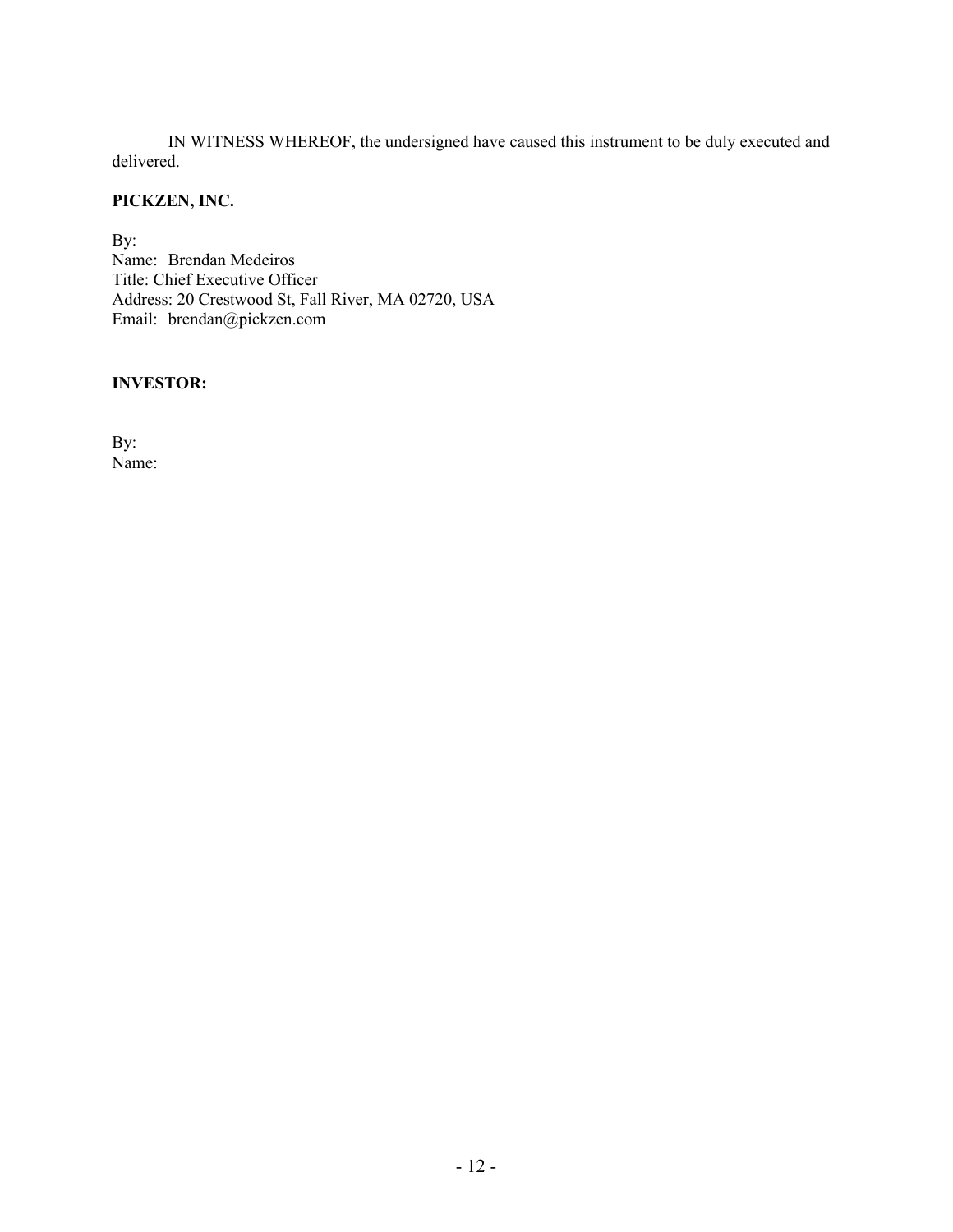IN WITNESS WHEREOF, the undersigned have caused this instrument to be duly executed and delivered.

**PICKZEN, INC.**

By:
Name: Brendan Medeiros
Title: Chief Executive Officer
Address: 20 Crestwood St, Fall River, MA 02720, USA
Email: brendan@pickzen.com

**INVESTOR:**

By:
Name: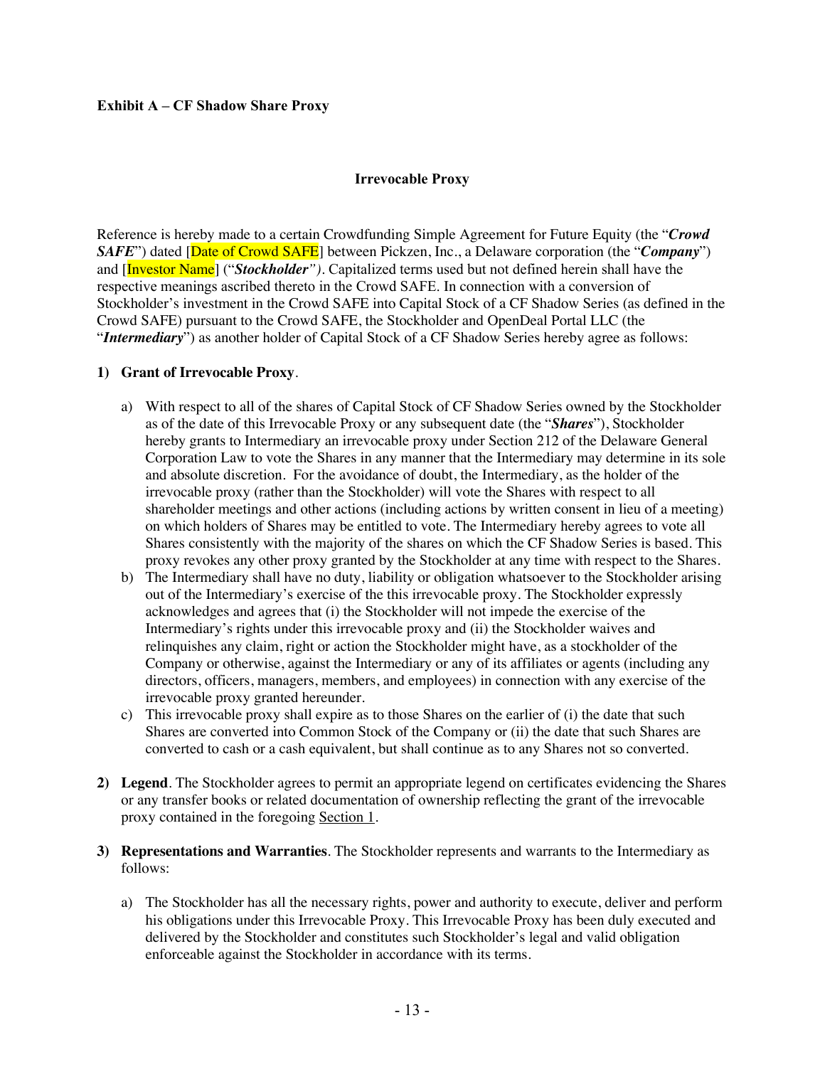**Exhibit A – CF Shadow Share Proxy**

**Irrevocable Proxy**

Reference is hereby made to a certain Crowdfunding Simple Agreement for Future Equity (the "***Crowd SAFE***") dated [Date of Crowd SAFE] between Pickzen, Inc., a Delaware corporation (the "***Company***") and [Investor Name] ("***Stockholder"****)*. Capitalized terms used but not defined herein shall have the respective meanings ascribed thereto in the Crowd SAFE. In connection with a conversion of Stockholder's investment in the Crowd SAFE into Capital Stock of a CF Shadow Series (as defined in the Crowd SAFE) pursuant to the Crowd SAFE, the Stockholder and OpenDeal Portal LLC (the "***Intermediary***") as another holder of Capital Stock of a CF Shadow Series hereby agree as follows:

**1) Grant of Irrevocable Proxy**.

a) With respect to all of the shares of Capital Stock of CF Shadow Series owned by the Stockholder as of the date of this Irrevocable Proxy or any subsequent date (the "***Shares***"), Stockholder hereby grants to Intermediary an irrevocable proxy under Section 212 of the Delaware General Corporation Law to vote the Shares in any manner that the Intermediary may determine in its sole and absolute discretion. For the avoidance of doubt, the Intermediary, as the holder of the irrevocable proxy (rather than the Stockholder) will vote the Shares with respect to all shareholder meetings and other actions (including actions by written consent in lieu of a meeting) on which holders of Shares may be entitled to vote. The Intermediary hereby agrees to vote all Shares consistently with the majority of the shares on which the CF Shadow Series is based. This proxy revokes any other proxy granted by the Stockholder at any time with respect to the Shares.

b) The Intermediary shall have no duty, liability or obligation whatsoever to the Stockholder arising out of the Intermediary's exercise of the this irrevocable proxy. The Stockholder expressly acknowledges and agrees that (i) the Stockholder will not impede the exercise of the Intermediary's rights under this irrevocable proxy and (ii) the Stockholder waives and relinquishes any claim, right or action the Stockholder might have, as a stockholder of the Company or otherwise, against the Intermediary or any of its affiliates or agents (including any directors, officers, managers, members, and employees) in connection with any exercise of the irrevocable proxy granted hereunder.

c) This irrevocable proxy shall expire as to those Shares on the earlier of (i) the date that such Shares are converted into Common Stock of the Company or (ii) the date that such Shares are converted to cash or a cash equivalent, but shall continue as to any Shares not so converted.

**2) Legend**. The Stockholder agrees to permit an appropriate legend on certificates evidencing the Shares or any transfer books or related documentation of ownership reflecting the grant of the irrevocable proxy contained in the foregoing Section 1.

**3) Representations and Warranties**. The Stockholder represents and warrants to the Intermediary as follows:

a) The Stockholder has all the necessary rights, power and authority to execute, deliver and perform his obligations under this Irrevocable Proxy. This Irrevocable Proxy has been duly executed and delivered by the Stockholder and constitutes such Stockholder's legal and valid obligation enforceable against the Stockholder in accordance with its terms.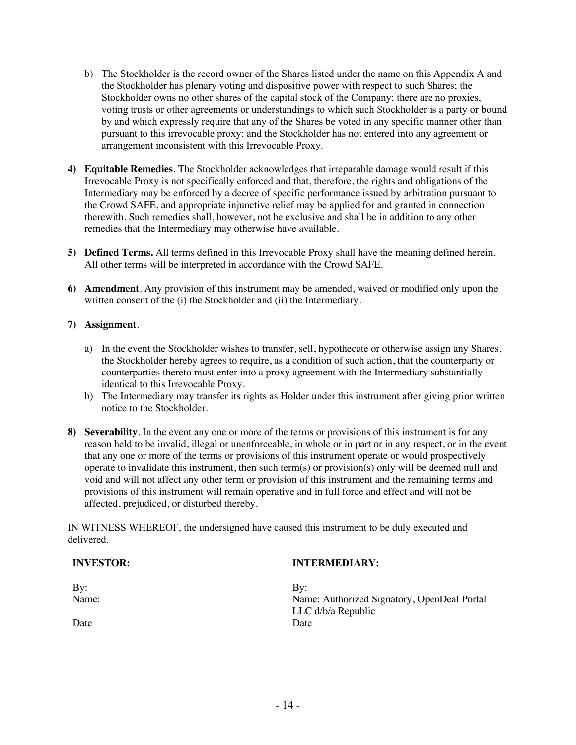b) The Stockholder is the record owner of the Shares listed under the name on this Appendix A and the Stockholder has plenary voting and dispositive power with respect to such Shares; the Stockholder owns no other shares of the capital stock of the Company; there are no proxies, voting trusts or other agreements or understandings to which such Stockholder is a party or bound by and which expressly require that any of the Shares be voted in any specific manner other than pursuant to this irrevocable proxy; and the Stockholder has not entered into any agreement or arrangement inconsistent with this Irrevocable Proxy.

**4) Equitable Remedies**. The Stockholder acknowledges that irreparable damage would result if this Irrevocable Proxy is not specifically enforced and that, therefore, the rights and obligations of the Intermediary may be enforced by a decree of specific performance issued by arbitration pursuant to the Crowd SAFE, and appropriate injunctive relief may be applied for and granted in connection therewith. Such remedies shall, however, not be exclusive and shall be in addition to any other remedies that the Intermediary may otherwise have available.

**5) Defined Terms.** All terms defined in this Irrevocable Proxy shall have the meaning defined herein. All other terms will be interpreted in accordance with the Crowd SAFE.

**6) Amendment**. Any provision of this instrument may be amended, waived or modified only upon the written consent of the (i) the Stockholder and (ii) the Intermediary.

**7) Assignment**.

a) In the event the Stockholder wishes to transfer, sell, hypothecate or otherwise assign any Shares, the Stockholder hereby agrees to require, as a condition of such action, that the counterparty or counterparties thereto must enter into a proxy agreement with the Intermediary substantially identical to this Irrevocable Proxy.

b) The Intermediary may transfer its rights as Holder under this instrument after giving prior written notice to the Stockholder.

**8) Severability**. In the event any one or more of the terms or provisions of this instrument is for any reason held to be invalid, illegal or unenforceable, in whole or in part or in any respect, or in the event that any one or more of the terms or provisions of this instrument operate or would prospectively operate to invalidate this instrument, then such term(s) or provision(s) only will be deemed null and void and will not affect any other term or provision of this instrument and the remaining terms and provisions of this instrument will remain operative and in full force and effect and will not be affected, prejudiced, or disturbed thereby.

IN WITNESS WHEREOF, the undersigned have caused this instrument to be duly executed and delivered.

**INVESTOR:**

By:
Name:

Date

**INTERMEDIARY:**

By:
Name: Authorized Signatory, OpenDeal Portal LLC d/b/a Republic
Date